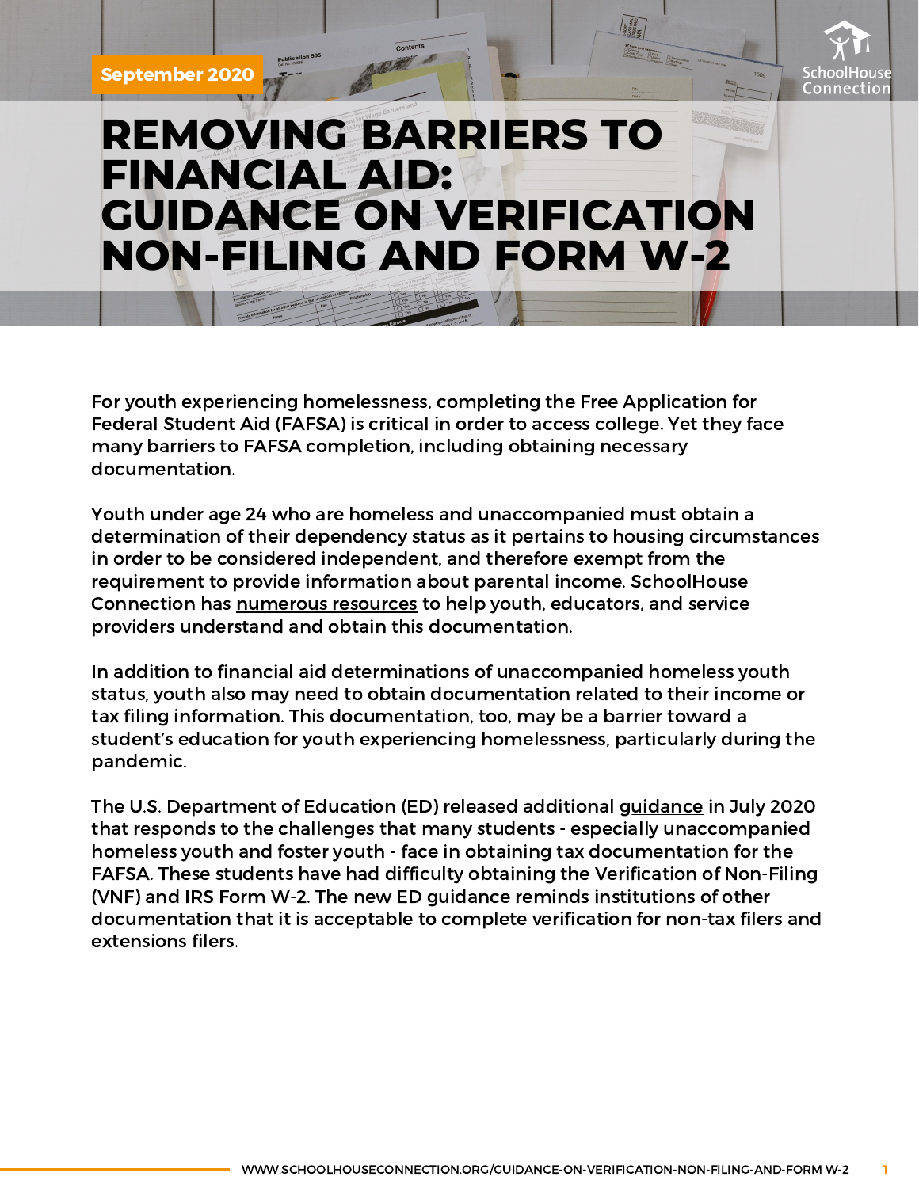September 2020

# REMOVING BARRIERS TO FINANCIAL AID: GUIDANCE ON VERIFICATION NON-FILING AND FORM W-2

For youth experiencing homelessness, completing the Free Application for Federal Student Aid (FAFSA) is critical in order to access college. Yet they face many barriers to FAFSA completion, including obtaining necessary documentation.

Youth under age 24 who are homeless and unaccompanied must obtain a determination of their dependency status as it pertains to housing circumstances in order to be considered independent, and therefore exempt from the requirement to provide information about parental income. SchoolHouse Connection has numerous resources to help youth, educators, and service providers understand and obtain this documentation.

In addition to financial aid determinations of unaccompanied homeless youth status, youth also may need to obtain documentation related to their income or tax filing information. This documentation, too, may be a barrier toward a student's education for youth experiencing homelessness, particularly during the pandemic.

The U.S. Department of Education (ED) released additional guidance in July 2020 that responds to the challenges that many students - especially unaccompanied homeless youth and foster youth - face in obtaining tax documentation for the FAFSA. These students have had difficulty obtaining the Verification of Non-Filing (VNF) and IRS Form W-2. The new ED guidance reminds institutions of other documentation that it is acceptable to complete verification for non-tax filers and extensions filers.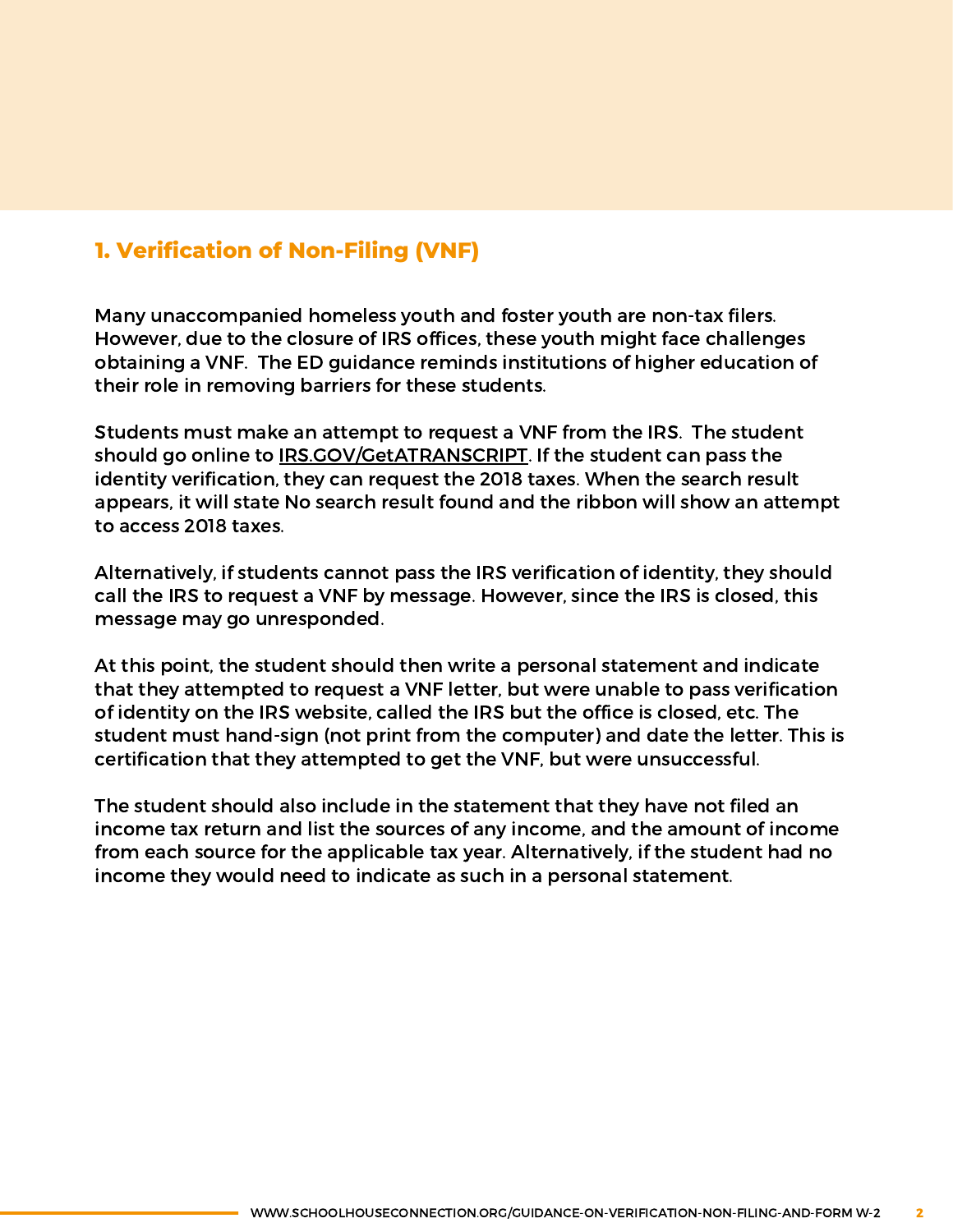## 1. Verification of Non-Filing (VNF)

Many unaccompanied homeless youth and foster youth are non-tax filers. However, due to the closure of IRS offices, these youth might face challenges obtaining a VNF. The ED guidance reminds institutions of higher education of their role in removing barriers for these students.

Students must make an attempt to request a VNF from the IRS. The student should go online to IRS.GOV/GetATRANSCRIPT. If the student can pass the identity verification, they can request the 2018 taxes. When the search result appears, it will state No search result found and the ribbon will show an attempt to access 2018 taxes.

Alternatively, if students cannot pass the IRS verification of identity, they should call the IRS to request a VNF by message. However, since the IRS is closed, this message may go unresponded.

At this point, the student should then write a personal statement and indicate that they attempted to request a VNF letter, but were unable to pass verification of identity on the IRS website, called the IRS but the office is closed, etc. The student must hand-sign (not print from the computer) and date the letter. This is certification that they attempted to get the VNF, but were unsuccessful.

The student should also include in the statement that they have not filed an income tax return and list the sources of any income, and the amount of income from each source for the applicable tax year. Alternatively, if the student had no income they would need to indicate as such in a personal statement.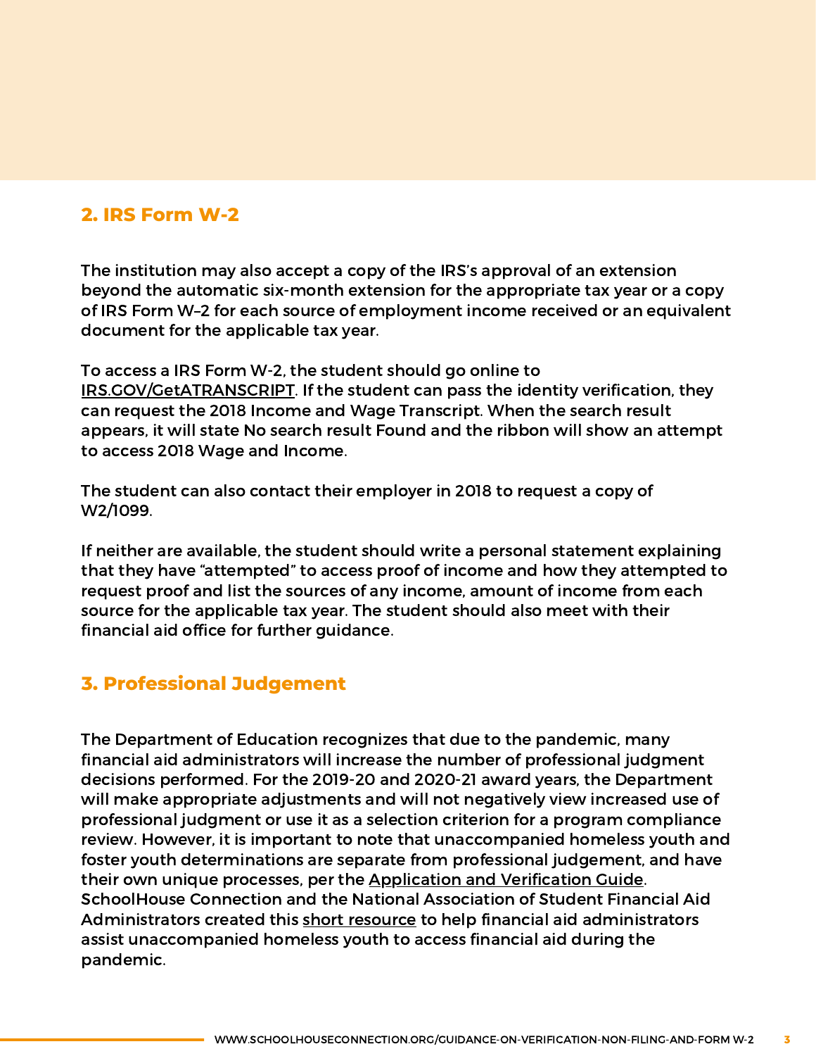## 2. IRS Form W-2

The institution may also accept a copy of the IRS's approval of an extension beyond the automatic six-month extension for the appropriate tax year or a copy of IRS Form W–2 for each source of employment income received or an equivalent document for the applicable tax year.

To access a IRS Form W-2, the student should go online to IRS.GOV/GetATRANSCRIPT. If the student can pass the identity verification, they can request the 2018 Income and Wage Transcript. When the search result appears, it will state No search result Found and the ribbon will show an attempt to access 2018 Wage and Income.

The student can also contact their employer in 2018 to request a copy of W2/1099.

If neither are available, the student should write a personal statement explaining that they have "attempted" to access proof of income and how they attempted to request proof and list the sources of any income, amount of income from each source for the applicable tax year. The student should also meet with their financial aid office for further guidance.

## 3. Professional Judgement

The Department of Education recognizes that due to the pandemic, many financial aid administrators will increase the number of professional judgment decisions performed. For the 2019-20 and 2020-21 award years, the Department will make appropriate adjustments and will not negatively view increased use of professional judgment or use it as a selection criterion for a program compliance review. However, it is important to note that unaccompanied homeless youth and foster youth determinations are separate from professional judgement, and have their own unique processes, per the Application and Verification Guide. SchoolHouse Connection and the National Association of Student Financial Aid Administrators created this short resource to help financial aid administrators assist unaccompanied homeless youth to access financial aid during the pandemic.